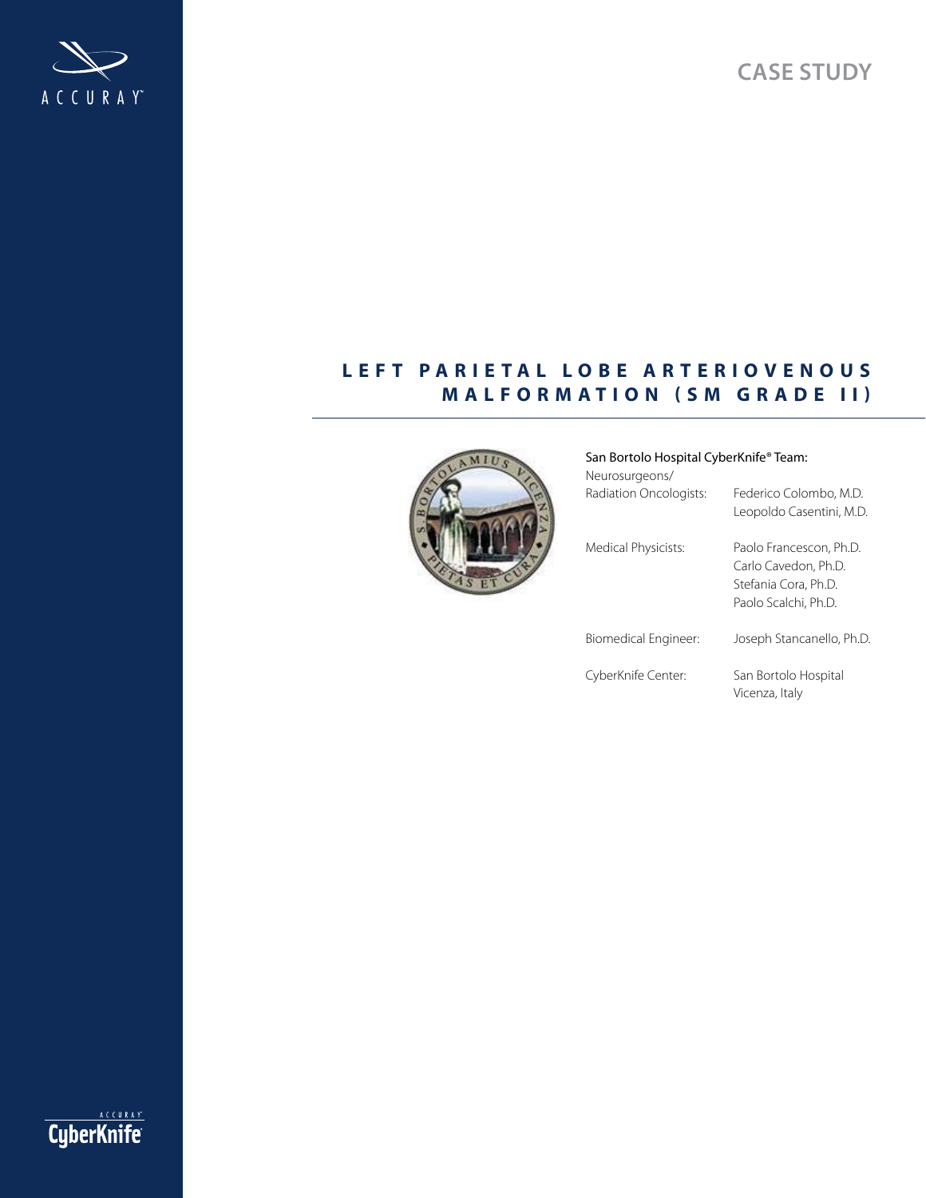CASE STUDY

# LEFT PARIETAL LOBE ARTERIOVENOUS MALFORMATION (SM GRADE II)

**San Bortolo Hospital CyberKnife® Team:**

| | |
|---|---|
| Neurosurgeons/ Radiation Oncologists: | Federico Colombo, M.D.<br>Leopoldo Casentini, M.D. |
| Medical Physicists: | Paolo Francescon, Ph.D.<br>Carlo Cavedon, Ph.D.<br>Stefania Cora, Ph.D.<br>Paolo Scalchi, Ph.D. |
| Biomedical Engineer: | Joseph Stancanello, Ph.D. |
| CyberKnife Center: | San Bortolo Hospital<br>Vicenza, Italy |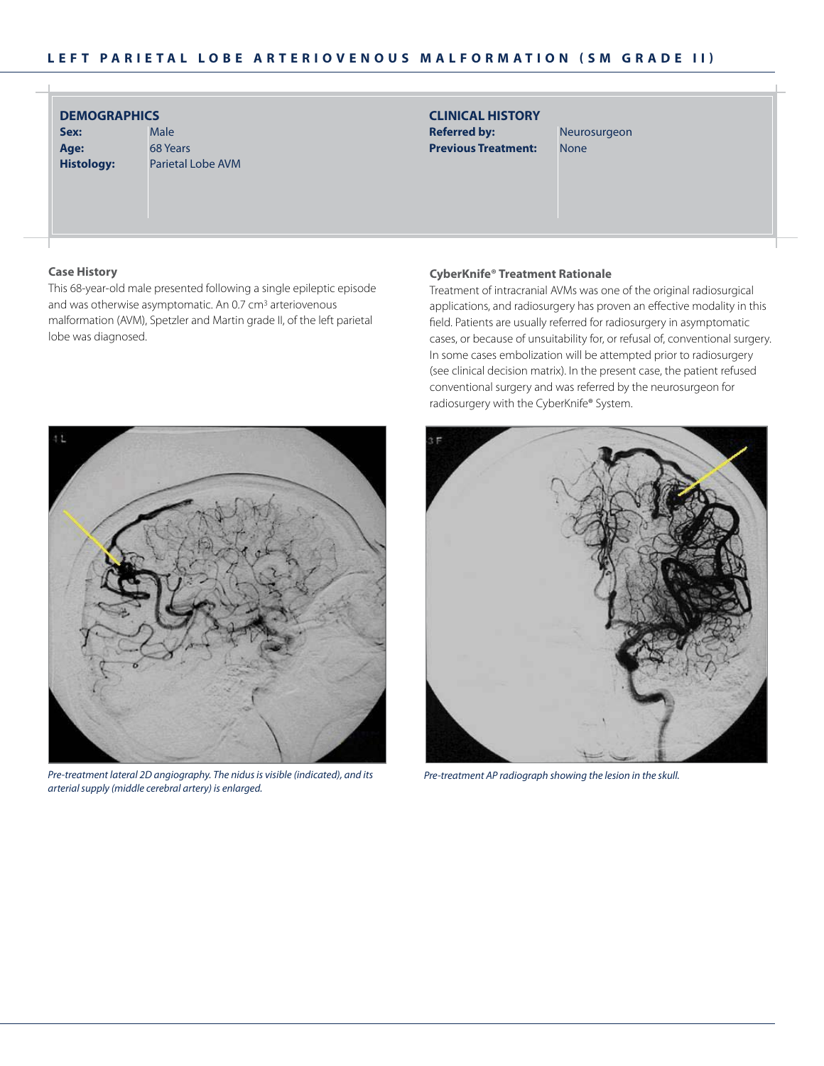# LEFT PARIETAL LOBE ARTERIOVENOUS MALFORMATION (SM GRADE II)

## DEMOGRAPHICS

| | |
|---|---|
| **Sex:** | Male |
| **Age:** | 68 Years |
| **Histology:** | Parietal Lobe AVM |

## CLINICAL HISTORY

| | |
|---|---|
| **Referred by:** | Neurosurgeon |
| **Previous Treatment:** | None |

### Case History

This 68-year-old male presented following a single epileptic episode and was otherwise asymptomatic. An 0.7 cm$^3$ arteriovenous malformation (AVM), Spetzler and Martin grade II, of the left parietal lobe was diagnosed.

### CyberKnife® Treatment Rationale

Treatment of intracranial AVMs was one of the original radiosurgical applications, and radiosurgery has proven an effective modality in this field. Patients are usually referred for radiosurgery in asymptomatic cases, or because of unsuitability for, or refusal of, conventional surgery. In some cases embolization will be attempted prior to radiosurgery (see clinical decision matrix). In the present case, the patient refused conventional surgery and was referred by the neurosurgeon for radiosurgery with the CyberKnife® System.

*Pre-treatment lateral 2D angiography. The nidus is visible (indicated), and its arterial supply (middle cerebral artery) is enlarged.*

*Pre-treatment AP radiograph showing the lesion in the skull.*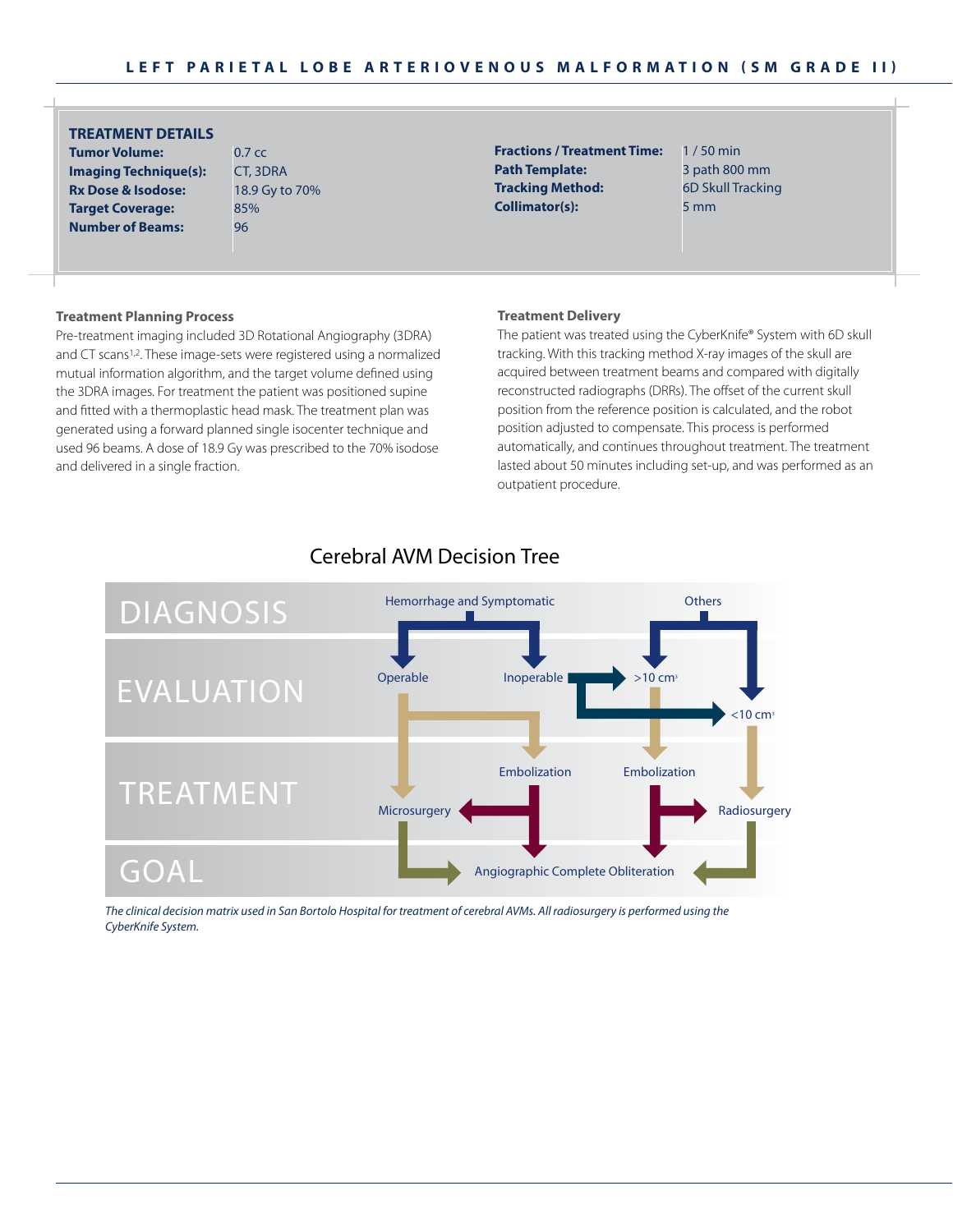## LEFT PARIETAL LOBE ARTERIOVENOUS MALFORMATION (SM GRADE II)

### TREATMENT DETAILS

| | |
|---|---|
| **Tumor Volume:** | 0.7 cc |
| **Imaging Technique(s):** | CT, 3DRA |
| **Rx Dose & Isodose:** | 18.9 Gy to 70% |
| **Target Coverage:** | 85% |
| **Number of Beams:** | 96 |
| **Fractions / Treatment Time:** | 1 / 50 min |
| **Path Template:** | 3 path 800 mm |
| **Tracking Method:** | 6D Skull Tracking |
| **Collimator(s):** | 5 mm |

**Treatment Planning Process**

Pre-treatment imaging included 3D Rotational Angiography (3DRA) and CT scans[1,2]. These image-sets were registered using a normalized mutual information algorithm, and the target volume defined using the 3DRA images. For treatment the patient was positioned supine and fitted with a thermoplastic head mask. The treatment plan was generated using a forward planned single isocenter technique and used 96 beams. A dose of 18.9 Gy was prescribed to the 70% isodose and delivered in a single fraction.

**Treatment Delivery**

The patient was treated using the CyberKnife® System with 6D skull tracking. With this tracking method X-ray images of the skull are acquired between treatment beams and compared with digitally reconstructed radiographs (DRRs). The offset of the current skull position from the reference position is calculated, and the robot position adjusted to compensate. This process is performed automatically, and continues throughout treatment. The treatment lasted about 50 minutes including set-up, and was performed as an outpatient procedure.

### Cerebral AVM Decision Tree

DIAGNOSIS: Hemorrhage and Symptomatic; Others

EVALUATION: Operable; Inoperable; >10 $cm^3$; <10 $cm^3$

TREATMENT: Embolization; Embolization; Microsurgery; Radiosurgery

GOAL: Angiographic Complete Obliteration

*The clinical decision matrix used in San Bortolo Hospital for treatment of cerebral AVMs. All radiosurgery is performed using the CyberKnife System.*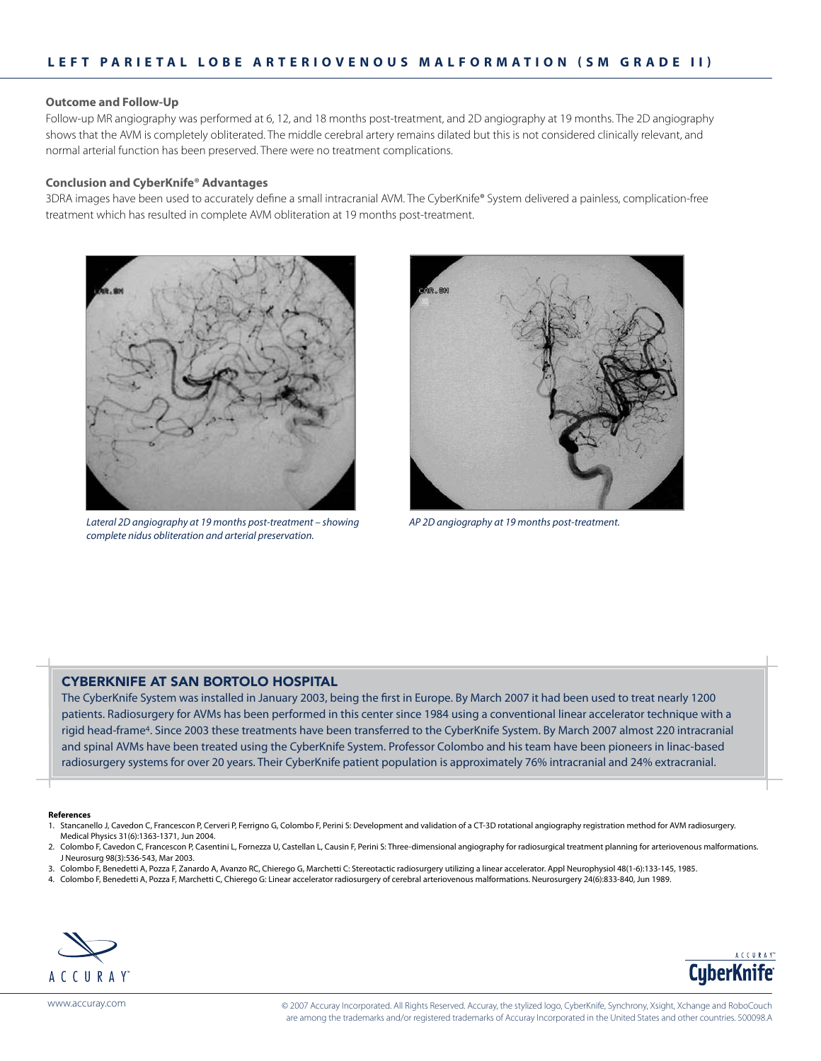## LEFT PARIETAL LOBE ARTERIOVENOUS MALFORMATION (SM GRADE II)

### Outcome and Follow-Up

Follow-up MR angiography was performed at 6, 12, and 18 months post-treatment, and 2D angiography at 19 months. The 2D angiography shows that the AVM is completely obliterated. The middle cerebral artery remains dilated but this is not considered clinically relevant, and normal arterial function has been preserved. There were no treatment complications.

### Conclusion and CyberKnife® Advantages

3DRA images have been used to accurately define a small intracranial AVM. The CyberKnife® System delivered a painless, complication-free treatment which has resulted in complete AVM obliteration at 19 months post-treatment.

*Lateral 2D angiography at 19 months post-treatment – showing complete nidus obliteration and arterial preservation.*

*AP 2D angiography at 19 months post-treatment.*

### CYBERKNIFE AT SAN BORTOLO HOSPITAL

The CyberKnife System was installed in January 2003, being the first in Europe. By March 2007 it had been used to treat nearly 1200 patients. Radiosurgery for AVMs has been performed in this center since 1984 using a conventional linear accelerator technique with a rigid head-frame[4]. Since 2003 these treatments have been transferred to the CyberKnife System. By March 2007 almost 220 intracranial and spinal AVMs have been treated using the CyberKnife System. Professor Colombo and his team have been pioneers in linac-based radiosurgery systems for over 20 years. Their CyberKnife patient population is approximately 76% intracranial and 24% extracranial.

#### References

1. Stancanello J, Cavedon C, Francescon P, Cerveri P, Ferrigno G, Colombo F, Perini S: Development and validation of a CT-3D rotational angiography registration method for AVM radiosurgery. Medical Physics 31(6):1363-1371, Jun 2004.
2. Colombo F, Cavedon C, Francescon P, Casentini L, Fornezza U, Castellan L, Causin F, Perini S: Three-dimensional angiography for radiosurgical treatment planning for arteriovenous malformations. J Neurosurg 98(3):536-543, Mar 2003.
3. Colombo F, Benedetti A, Pozza F, Zanardo A, Avanzo RC, Chierego G, Marchetti C: Stereotactic radiosurgery utilizing a linear accelerator. Appl Neurophysiol 48(1-6):133-145, 1985.
4. Colombo F, Benedetti A, Pozza F, Marchetti C, Chierego G: Linear accelerator radiosurgery of cerebral arteriovenous malformations. Neurosurgery 24(6):833-840, Jun 1989.

ACCURAY

ACCURAY CyberKnife

www.accuray.com

© 2007 Accuray Incorporated. All Rights Reserved. Accuray, the stylized logo, CyberKnife, Synchrony, Xsight, Xchange and RoboCouch are among the trademarks and/or registered trademarks of Accuray Incorporated in the United States and other countries. 500098.A